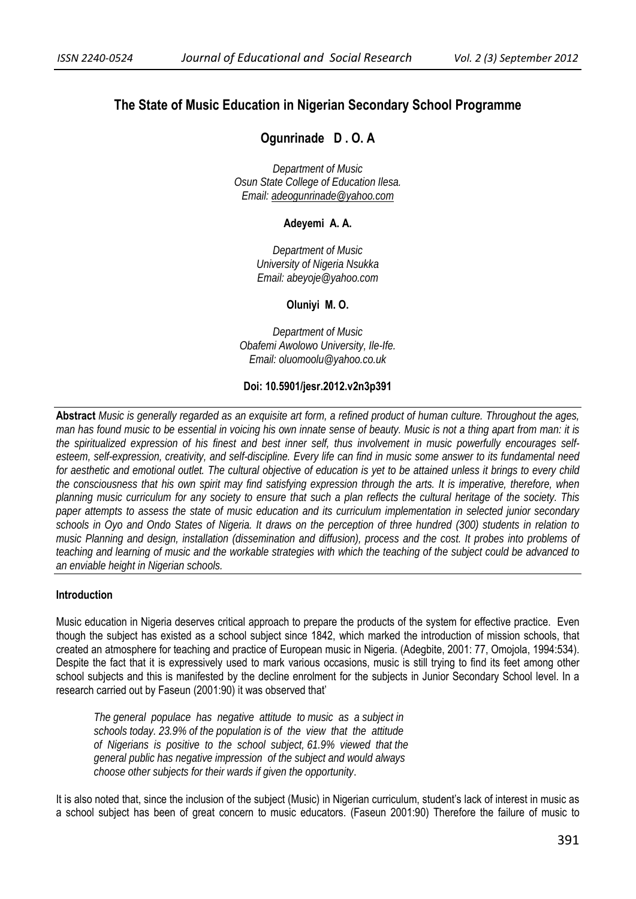# The State of Music Education in Nigerian Secondary School Programme

**Ogunrinade D . O. A**

*Department of Music*
*Osun State College of Education Ilesa.*
*Email: adeogunrinade@yahoo.com*

**Adeyemi A. A.**

*Department of Music*
*University of Nigeria Nsukka*
*Email: abeyoje@yahoo.com*

**Oluniyi M. O.**

*Department of Music*
*Obafemi Awolowo University, Ile-Ife.*
*Email: oluomoolu@yahoo.co.uk*

**Doi: 10.5901/jesr.2012.v2n3p391**

**Abstract** *Music is generally regarded as an exquisite art form, a refined product of human culture. Throughout the ages, man has found music to be essential in voicing his own innate sense of beauty. Music is not a thing apart from man: it is the spiritualized expression of his finest and best inner self, thus involvement in music powerfully encourages self-esteem, self-expression, creativity, and self-discipline. Every life can find in music some answer to its fundamental need for aesthetic and emotional outlet. The cultural objective of education is yet to be attained unless it brings to every child the consciousness that his own spirit may find satisfying expression through the arts. It is imperative, therefore, when planning music curriculum for any society to ensure that such a plan reflects the cultural heritage of the society. This paper attempts to assess the state of music education and its curriculum implementation in selected junior secondary schools in Oyo and Ondo States of Nigeria. It draws on the perception of three hundred (300) students in relation to music Planning and design, installation (dissemination and diffusion), process and the cost. It probes into problems of teaching and learning of music and the workable strategies with which the teaching of the subject could be advanced to an enviable height in Nigerian schools.*

## Introduction

Music education in Nigeria deserves critical approach to prepare the products of the system for effective practice. Even though the subject has existed as a school subject since 1842, which marked the introduction of mission schools, that created an atmosphere for teaching and practice of European music in Nigeria. (Adegbite, 2001: 77, Omojola, 1994:534). Despite the fact that it is expressively used to mark various occasions, music is still trying to find its feet among other school subjects and this is manifested by the decline enrolment for the subjects in Junior Secondary School level. In a research carried out by Faseun (2001:90) it was observed that'

> *The general populace has negative attitude to music as a subject in schools today. 23.9% of the population is of the view that the attitude of Nigerians is positive to the school subject, 61.9% viewed that the general public has negative impression of the subject and would always choose other subjects for their wards if given the opportunity*.

It is also noted that, since the inclusion of the subject (Music) in Nigerian curriculum, student's lack of interest in music as a school subject has been of great concern to music educators. (Faseun 2001:90) Therefore the failure of music to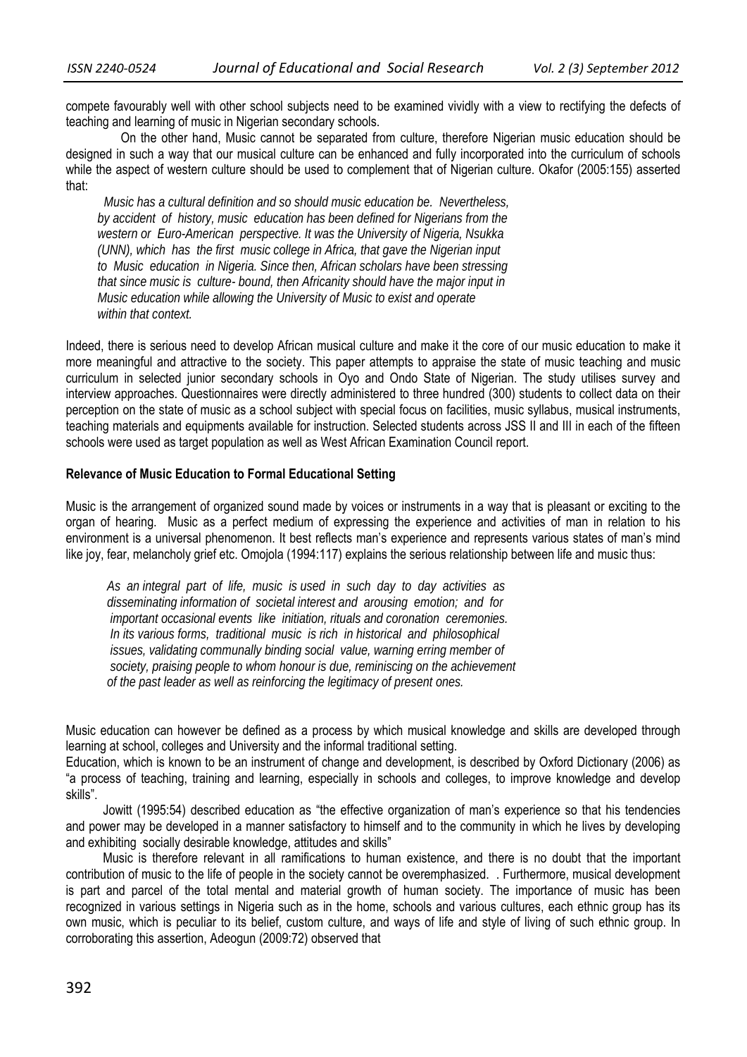compete favourably well with other school subjects need to be examined vividly with a view to rectifying the defects of teaching and learning of music in Nigerian secondary schools.

On the other hand, Music cannot be separated from culture, therefore Nigerian music education should be designed in such a way that our musical culture can be enhanced and fully incorporated into the curriculum of schools while the aspect of western culture should be used to complement that of Nigerian culture. Okafor (2005:155) asserted that:

> *Music has a cultural definition and so should music education be. Nevertheless, by accident of history, music education has been defined for Nigerians from the western or Euro-American perspective. It was the University of Nigeria, Nsukka (UNN), which has the first music college in Africa, that gave the Nigerian input to Music education in Nigeria. Since then, African scholars have been stressing that since music is culture- bound, then Africanity should have the major input in Music education while allowing the University of Music to exist and operate within that context.*

Indeed, there is serious need to develop African musical culture and make it the core of our music education to make it more meaningful and attractive to the society. This paper attempts to appraise the state of music teaching and music curriculum in selected junior secondary schools in Oyo and Ondo State of Nigerian. The study utilises survey and interview approaches. Questionnaires were directly administered to three hundred (300) students to collect data on their perception on the state of music as a school subject with special focus on facilities, music syllabus, musical instruments, teaching materials and equipments available for instruction. Selected students across JSS II and III in each of the fifteen schools were used as target population as well as West African Examination Council report.

**Relevance of Music Education to Formal Educational Setting**

Music is the arrangement of organized sound made by voices or instruments in a way that is pleasant or exciting to the organ of hearing. Music as a perfect medium of expressing the experience and activities of man in relation to his environment is a universal phenomenon. It best reflects man's experience and represents various states of man's mind like joy, fear, melancholy grief etc. Omojola (1994:117) explains the serious relationship between life and music thus:

> *As an integral part of life, music is used in such day to day activities as disseminating information of societal interest and arousing emotion; and for important occasional events like initiation, rituals and coronation ceremonies. In its various forms, traditional music is rich in historical and philosophical issues, validating communally binding social value, warning erring member of society, praising people to whom honour is due, reminiscing on the achievement of the past leader as well as reinforcing the legitimacy of present ones.*

Music education can however be defined as a process by which musical knowledge and skills are developed through learning at school, colleges and University and the informal traditional setting.

Education, which is known to be an instrument of change and development, is described by Oxford Dictionary (2006) as "a process of teaching, training and learning, especially in schools and colleges, to improve knowledge and develop skills".

Jowitt (1995:54) described education as "the effective organization of man's experience so that his tendencies and power may be developed in a manner satisfactory to himself and to the community in which he lives by developing and exhibiting socially desirable knowledge, attitudes and skills"

Music is therefore relevant in all ramifications to human existence, and there is no doubt that the important contribution of music to the life of people in the society cannot be overemphasized. . Furthermore, musical development is part and parcel of the total mental and material growth of human society. The importance of music has been recognized in various settings in Nigeria such as in the home, schools and various cultures, each ethnic group has its own music, which is peculiar to its belief, custom culture, and ways of life and style of living of such ethnic group. In corroborating this assertion, Adeogun (2009:72) observed that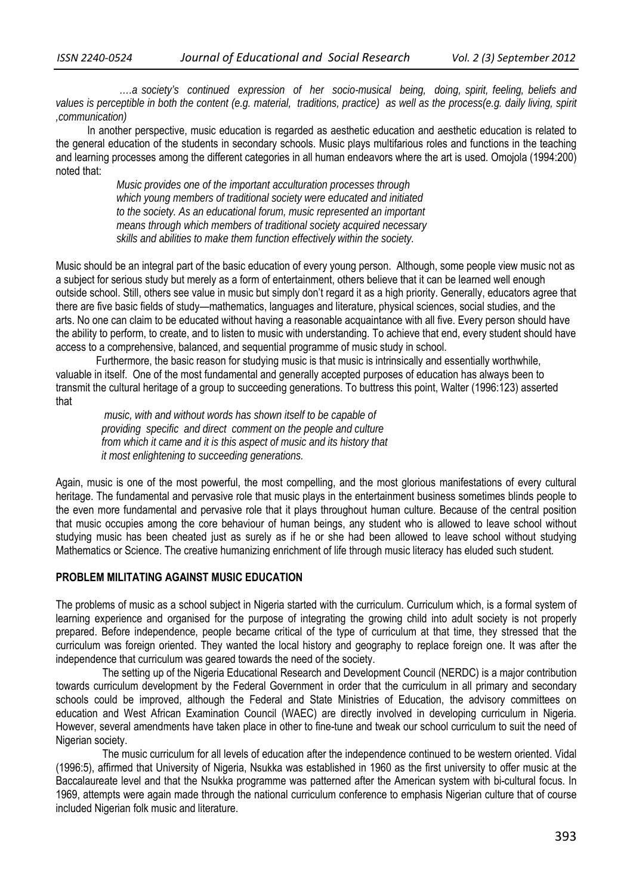*….a society's continued expression of her socio-musical being, doing, spirit, feeling, beliefs and values is perceptible in both the content (e.g. material, traditions, practice) as well as the process(e.g. daily living, spirit ,communication)*

In another perspective, music education is regarded as aesthetic education and aesthetic education is related to the general education of the students in secondary schools. Music plays multifarious roles and functions in the teaching and learning processes among the different categories in all human endeavors where the art is used. Omojola (1994:200) noted that:

> *Music provides one of the important acculturation processes through which young members of traditional society were educated and initiated to the society. As an educational forum, music represented an important means through which members of traditional society acquired necessary skills and abilities to make them function effectively within the society.*

Music should be an integral part of the basic education of every young person. Although, some people view music not as a subject for serious study but merely as a form of entertainment, others believe that it can be learned well enough outside school. Still, others see value in music but simply don't regard it as a high priority. Generally, educators agree that there are five basic fields of study—mathematics, languages and literature, physical sciences, social studies, and the arts. No one can claim to be educated without having a reasonable acquaintance with all five. Every person should have the ability to perform, to create, and to listen to music with understanding. To achieve that end, every student should have access to a comprehensive, balanced, and sequential programme of music study in school.

Furthermore, the basic reason for studying music is that music is intrinsically and essentially worthwhile, valuable in itself. One of the most fundamental and generally accepted purposes of education has always been to transmit the cultural heritage of a group to succeeding generations. To buttress this point, Walter (1996:123) asserted that

> *music, with and without words has shown itself to be capable of providing specific and direct comment on the people and culture from which it came and it is this aspect of music and its history that it most enlightening to succeeding generations.*

Again, music is one of the most powerful, the most compelling, and the most glorious manifestations of every cultural heritage. The fundamental and pervasive role that music plays in the entertainment business sometimes blinds people to the even more fundamental and pervasive role that it plays throughout human culture. Because of the central position that music occupies among the core behaviour of human beings, any student who is allowed to leave school without studying music has been cheated just as surely as if he or she had been allowed to leave school without studying Mathematics or Science. The creative humanizing enrichment of life through music literacy has eluded such student.

## PROBLEM MILITATING AGAINST MUSIC EDUCATION

The problems of music as a school subject in Nigeria started with the curriculum. Curriculum which, is a formal system of learning experience and organised for the purpose of integrating the growing child into adult society is not properly prepared. Before independence, people became critical of the type of curriculum at that time, they stressed that the curriculum was foreign oriented. They wanted the local history and geography to replace foreign one. It was after the independence that curriculum was geared towards the need of the society.

The setting up of the Nigeria Educational Research and Development Council (NERDC) is a major contribution towards curriculum development by the Federal Government in order that the curriculum in all primary and secondary schools could be improved, although the Federal and State Ministries of Education, the advisory committees on education and West African Examination Council (WAEC) are directly involved in developing curriculum in Nigeria. However, several amendments have taken place in other to fine-tune and tweak our school curriculum to suit the need of Nigerian society.

The music curriculum for all levels of education after the independence continued to be western oriented. Vidal (1996:5), affirmed that University of Nigeria, Nsukka was established in 1960 as the first university to offer music at the Baccalaureate level and that the Nsukka programme was patterned after the American system with bi-cultural focus. In 1969, attempts were again made through the national curriculum conference to emphasis Nigerian culture that of course included Nigerian folk music and literature.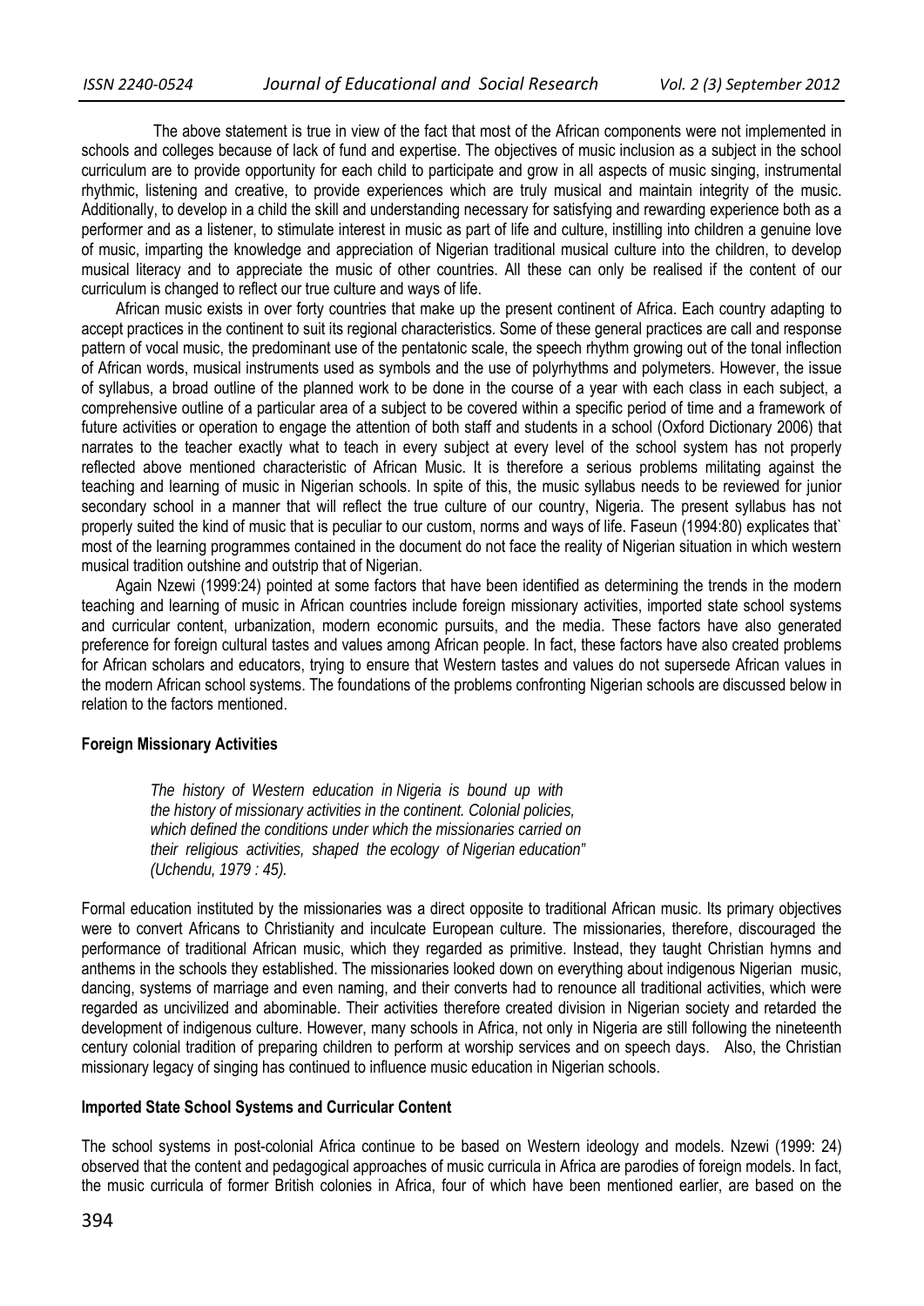The above statement is true in view of the fact that most of the African components were not implemented in schools and colleges because of lack of fund and expertise. The objectives of music inclusion as a subject in the school curriculum are to provide opportunity for each child to participate and grow in all aspects of music singing, instrumental rhythmic, listening and creative, to provide experiences which are truly musical and maintain integrity of the music. Additionally, to develop in a child the skill and understanding necessary for satisfying and rewarding experience both as a performer and as a listener, to stimulate interest in music as part of life and culture, instilling into children a genuine love of music, imparting the knowledge and appreciation of Nigerian traditional musical culture into the children, to develop musical literacy and to appreciate the music of other countries. All these can only be realised if the content of our curriculum is changed to reflect our true culture and ways of life.

African music exists in over forty countries that make up the present continent of Africa. Each country adapting to accept practices in the continent to suit its regional characteristics. Some of these general practices are call and response pattern of vocal music, the predominant use of the pentatonic scale, the speech rhythm growing out of the tonal inflection of African words, musical instruments used as symbols and the use of polyrhythms and polymeters. However, the issue of syllabus, a broad outline of the planned work to be done in the course of a year with each class in each subject, a comprehensive outline of a particular area of a subject to be covered within a specific period of time and a framework of future activities or operation to engage the attention of both staff and students in a school (Oxford Dictionary 2006) that narrates to the teacher exactly what to teach in every subject at every level of the school system has not properly reflected above mentioned characteristic of African Music. It is therefore a serious problems militating against the teaching and learning of music in Nigerian schools. In spite of this, the music syllabus needs to be reviewed for junior secondary school in a manner that will reflect the true culture of our country, Nigeria. The present syllabus has not properly suited the kind of music that is peculiar to our custom, norms and ways of life. Faseun (1994:80) explicates that` most of the learning programmes contained in the document do not face the reality of Nigerian situation in which western musical tradition outshine and outstrip that of Nigerian.

Again Nzewi (1999:24) pointed at some factors that have been identified as determining the trends in the modern teaching and learning of music in African countries include foreign missionary activities, imported state school systems and curricular content, urbanization, modern economic pursuits, and the media. These factors have also generated preference for foreign cultural tastes and values among African people. In fact, these factors have also created problems for African scholars and educators, trying to ensure that Western tastes and values do not supersede African values in the modern African school systems. The foundations of the problems confronting Nigerian schools are discussed below in relation to the factors mentioned.

**Foreign Missionary Activities**

> *The history of Western education in Nigeria is bound up with the history of missionary activities in the continent. Colonial policies, which defined the conditions under which the missionaries carried on their religious activities, shaped the ecology of Nigerian education" (Uchendu, 1979 : 45).*

Formal education instituted by the missionaries was a direct opposite to traditional African music. Its primary objectives were to convert Africans to Christianity and inculcate European culture. The missionaries, therefore, discouraged the performance of traditional African music, which they regarded as primitive. Instead, they taught Christian hymns and anthems in the schools they established. The missionaries looked down on everything about indigenous Nigerian music, dancing, systems of marriage and even naming, and their converts had to renounce all traditional activities, which were regarded as uncivilized and abominable. Their activities therefore created division in Nigerian society and retarded the development of indigenous culture. However, many schools in Africa, not only in Nigeria are still following the nineteenth century colonial tradition of preparing children to perform at worship services and on speech days. Also, the Christian missionary legacy of singing has continued to influence music education in Nigerian schools.

**Imported State School Systems and Curricular Content**

The school systems in post-colonial Africa continue to be based on Western ideology and models. Nzewi (1999: 24) observed that the content and pedagogical approaches of music curricula in Africa are parodies of foreign models. In fact, the music curricula of former British colonies in Africa, four of which have been mentioned earlier, are based on the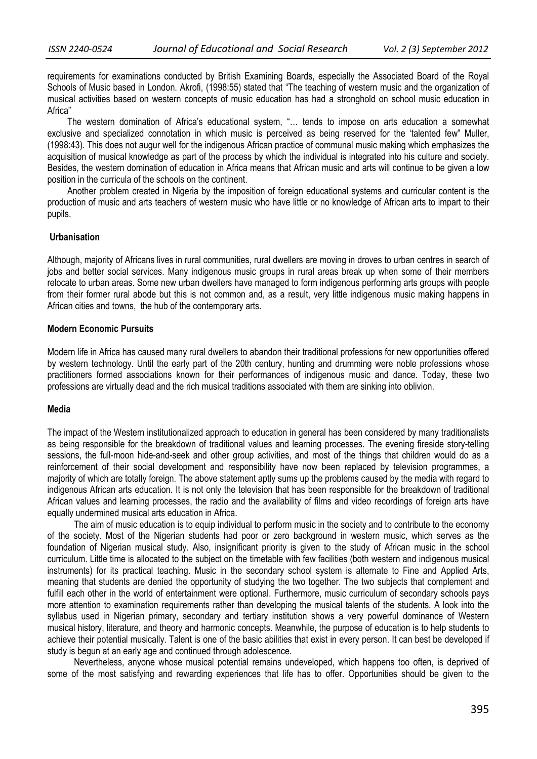requirements for examinations conducted by British Examining Boards, especially the Associated Board of the Royal Schools of Music based in London. Akrofi, (1998:55) stated that "The teaching of western music and the organization of musical activities based on western concepts of music education has had a stronghold on school music education in Africa"

The western domination of Africa's educational system, "… tends to impose on arts education a somewhat exclusive and specialized connotation in which music is perceived as being reserved for the 'talented few" Muller, (1998:43). This does not augur well for the indigenous African practice of communal music making which emphasizes the acquisition of musical knowledge as part of the process by which the individual is integrated into his culture and society. Besides, the western domination of education in Africa means that African music and arts will continue to be given a low position in the curricula of the schools on the continent.

Another problem created in Nigeria by the imposition of foreign educational systems and curricular content is the production of music and arts teachers of western music who have little or no knowledge of African arts to impart to their pupils.

**Urbanisation**

Although, majority of Africans lives in rural communities, rural dwellers are moving in droves to urban centres in search of jobs and better social services. Many indigenous music groups in rural areas break up when some of their members relocate to urban areas. Some new urban dwellers have managed to form indigenous performing arts groups with people from their former rural abode but this is not common and, as a result, very little indigenous music making happens in African cities and towns, the hub of the contemporary arts.

**Modern Economic Pursuits**

Modern life in Africa has caused many rural dwellers to abandon their traditional professions for new opportunities offered by western technology. Until the early part of the 20th century, hunting and drumming were noble professions whose practitioners formed associations known for their performances of indigenous music and dance. Today, these two professions are virtually dead and the rich musical traditions associated with them are sinking into oblivion.

**Media**

The impact of the Western institutionalized approach to education in general has been considered by many traditionalists as being responsible for the breakdown of traditional values and learning processes. The evening fireside story-telling sessions, the full-moon hide-and-seek and other group activities, and most of the things that children would do as a reinforcement of their social development and responsibility have now been replaced by television programmes, a majority of which are totally foreign. The above statement aptly sums up the problems caused by the media with regard to indigenous African arts education. It is not only the television that has been responsible for the breakdown of traditional African values and learning processes, the radio and the availability of films and video recordings of foreign arts have equally undermined musical arts education in Africa.

The aim of music education is to equip individual to perform music in the society and to contribute to the economy of the society. Most of the Nigerian students had poor or zero background in western music, which serves as the foundation of Nigerian musical study. Also, insignificant priority is given to the study of African music in the school curriculum. Little time is allocated to the subject on the timetable with few facilities (both western and indigenous musical instruments) for its practical teaching. Music in the secondary school system is alternate to Fine and Applied Arts, meaning that students are denied the opportunity of studying the two together. The two subjects that complement and fulfill each other in the world of entertainment were optional. Furthermore, music curriculum of secondary schools pays more attention to examination requirements rather than developing the musical talents of the students. A look into the syllabus used in Nigerian primary, secondary and tertiary institution shows a very powerful dominance of Western musical history, literature, and theory and harmonic concepts. Meanwhile, the purpose of education is to help students to achieve their potential musically. Talent is one of the basic abilities that exist in every person. It can best be developed if study is begun at an early age and continued through adolescence.

Nevertheless, anyone whose musical potential remains undeveloped, which happens too often, is deprived of some of the most satisfying and rewarding experiences that life has to offer. Opportunities should be given to the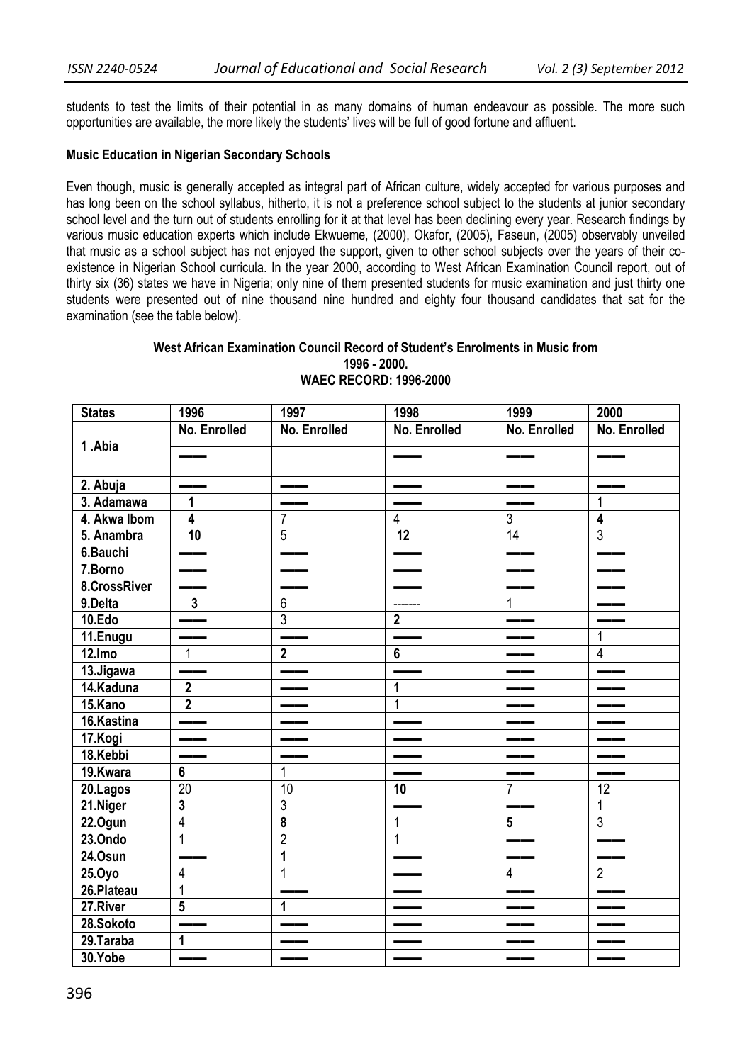students to test the limits of their potential in as many domains of human endeavour as possible. The more such opportunities are available, the more likely the students' lives will be full of good fortune and affluent.

**Music Education in Nigerian Secondary Schools**

Even though, music is generally accepted as integral part of African culture, widely accepted for various purposes and has long been on the school syllabus, hitherto, it is not a preference school subject to the students at junior secondary school level and the turn out of students enrolling for it at that level has been declining every year. Research findings by various music education experts which include Ekwueme, (2000), Okafor, (2005), Faseun, (2005) observably unveiled that music as a school subject has not enjoyed the support, given to other school subjects over the years of their co-existence in Nigerian School curricula. In the year 2000, according to West African Examination Council report, out of thirty six (36) states we have in Nigeria; only nine of them presented students for music examination and just thirty one students were presented out of nine thousand nine hundred and eighty four thousand candidates that sat for the examination (see the table below).

**West African Examination Council Record of Student's Enrolments in Music from 1996 - 2000.**
**WAEC RECORD: 1996-2000**

| States | 1996 | 1997 | 1998 | 1999 | 2000 |
|---|---|---|---|---|---|
| | No. Enrolled | No. Enrolled | No. Enrolled | No. Enrolled | No. Enrolled |
| 1 .Abia | —— | | —— | —— | —— |
| 2. Abuja | —— | —— | —— | —— | —— |
| 3. Adamawa | **1** | —— | —— | —— | 1 |
| 4. Akwa Ibom | **4** | 7 | 4 | 3 | **4** |
| 5. Anambra | **10** | 5 | **12** | 14 | 3 |
| 6.Bauchi | —— | —— | —— | —— | —— |
| 7.Borno | —— | —— | —— | —— | —— |
| 8.CrossRiver | —— | —— | —— | —— | —— |
| 9.Delta | **3** | 6 | ------- | 1 | —— |
| 10.Edo | —— | 3 | **2** | —— | —— |
| 11.Enugu | —— | —— | —— | —— | 1 |
| 12.Imo | 1 | **2** | **6** | —— | 4 |
| 13.Jigawa | —— | —— | —— | —— | —— |
| 14.Kaduna | **2** | —— | **1** | —— | —— |
| 15.Kano | **2** | —— | 1 | —— | —— |
| 16.Kastina | —— | —— | —— | —— | —— |
| 17.Kogi | —— | —— | —— | —— | —— |
| 18.Kebbi | —— | —— | —— | —— | —— |
| 19.Kwara | **6** | 1 | —— | —— | —— |
| 20.Lagos | 20 | 10 | **10** | 7 | 12 |
| 21.Niger | **3** | 3 | —— | —— | 1 |
| 22.Ogun | 4 | **8** | 1 | **5** | 3 |
| 23.Ondo | 1 | 2 | 1 | —— | —— |
| 24.Osun | —— | **1** | —— | —— | —— |
| 25.Oyo | 4 | 1 | —— | 4 | 2 |
| 26.Plateau | 1 | —— | —— | —— | —— |
| 27.River | **5** | **1** | —— | —— | —— |
| 28.Sokoto | —— | —— | —— | —— | —— |
| 29.Taraba | **1** | —— | —— | —— | —— |
| 30.Yobe | —— | —— | —— | —— | —— |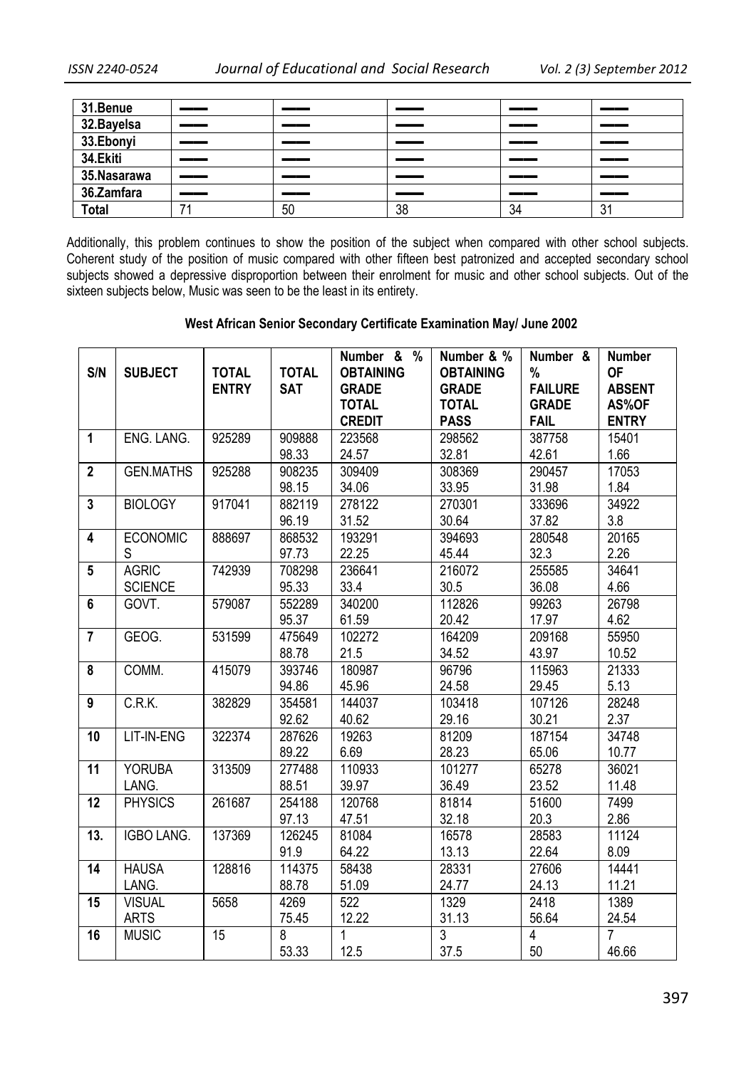| 31.Benue | —— | —— | —— | —— | —— |
|---|---|---|---|---|---|
| 32.Bayelsa | —— | —— | —— | —— | —— |
| 33.Ebonyi | —— | —— | —— | —— | —— |
| 34.Ekiti | —— | —— | —— | —— | —— |
| 35.Nasarawa | —— | —— | —— | —— | —— |
| 36.Zamfara | —— | —— | —— | —— | —— |
| Total | 71 | 50 | 38 | 34 | 31 |

Additionally, this problem continues to show the position of the subject when compared with other school subjects. Coherent study of the position of music compared with other fifteen best patronized and accepted secondary school subjects showed a depressive disproportion between their enrolment for music and other school subjects. Out of the sixteen subjects below, Music was seen to be the least in its entirety.

**West African Senior Secondary Certificate Examination May/ June 2002**

| S/N | SUBJECT | TOTAL ENTRY | TOTAL SAT | Number & % OBTAINING GRADE TOTAL CREDIT | Number & % OBTAINING GRADE TOTAL PASS | Number & % FAILURE GRADE FAIL | Number OF ABSENT AS%OF ENTRY |
|---|---|---|---|---|---|---|---|
| 1 | ENG. LANG. | 925289 | 909888<br>98.33 | 223568<br>24.57 | 298562<br>32.81 | 387758<br>42.61 | 15401<br>1.66 |
| 2 | GEN.MATHS | 925288 | 908235<br>98.15 | 309409<br>34.06 | 308369<br>33.95 | 290457<br>31.98 | 17053<br>1.84 |
| 3 | BIOLOGY | 917041 | 882119<br>96.19 | 278122<br>31.52 | 270301<br>30.64 | 333696<br>37.82 | 34922<br>3.8 |
| 4 | ECONOMICS | 888697 | 868532<br>97.73 | 193291<br>22.25 | 394693<br>45.44 | 280548<br>32.3 | 20165<br>2.26 |
| 5 | AGRIC SCIENCE | 742939 | 708298<br>95.33 | 236641<br>33.4 | 216072<br>30.5 | 255585<br>36.08 | 34641<br>4.66 |
| 6 | GOVT. | 579087 | 552289<br>95.37 | 340200<br>61.59 | 112826<br>20.42 | 99263<br>17.97 | 26798<br>4.62 |
| 7 | GEOG. | 531599 | 475649<br>88.78 | 102272<br>21.5 | 164209<br>34.52 | 209168<br>43.97 | 55950<br>10.52 |
| 8 | COMM. | 415079 | 393746<br>94.86 | 180987<br>45.96 | 96796<br>24.58 | 115963<br>29.45 | 21333<br>5.13 |
| 9 | C.R.K. | 382829 | 354581<br>92.62 | 144037<br>40.62 | 103418<br>29.16 | 107126<br>30.21 | 28248<br>2.37 |
| 10 | LIT-IN-ENG | 322374 | 287626<br>89.22 | 19263<br>6.69 | 81209<br>28.23 | 187154<br>65.06 | 34748<br>10.77 |
| 11 | YORUBA LANG. | 313509 | 277488<br>88.51 | 110933<br>39.97 | 101277<br>36.49 | 65278<br>23.52 | 36021<br>11.48 |
| 12 | PHYSICS | 261687 | 254188<br>97.13 | 120768<br>47.51 | 81814<br>32.18 | 51600<br>20.3 | 7499<br>2.86 |
| 13. | IGBO LANG. | 137369 | 126245<br>91.9 | 81084<br>64.22 | 16578<br>13.13 | 28583<br>22.64 | 11124<br>8.09 |
| 14 | HAUSA LANG. | 128816 | 114375<br>88.78 | 58438<br>51.09 | 28331<br>24.77 | 27606<br>24.13 | 14441<br>11.21 |
| 15 | VISUAL ARTS | 5658 | 4269<br>75.45 | 522<br>12.22 | 1329<br>31.13 | 2418<br>56.64 | 1389<br>24.54 |
| 16 | MUSIC | 15 | 8<br>53.33 | 1<br>12.5 | 3<br>37.5 | 4<br>50 | 7<br>46.66 |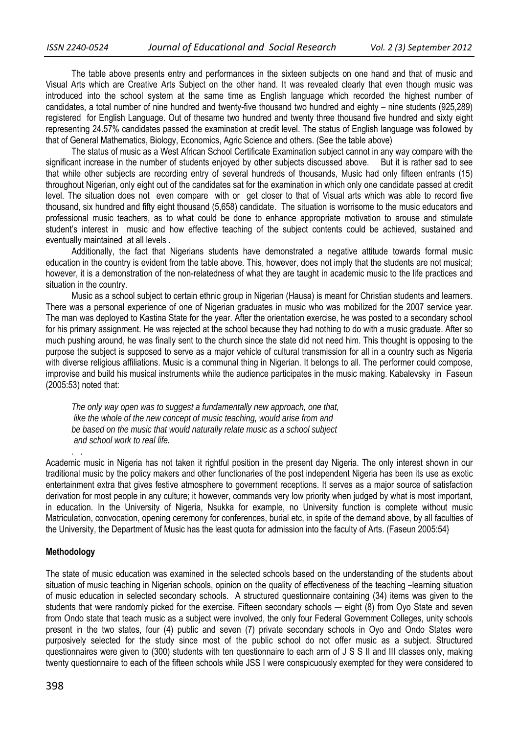The table above presents entry and performances in the sixteen subjects on one hand and that of music and Visual Arts which are Creative Arts Subject on the other hand. It was revealed clearly that even though music was introduced into the school system at the same time as English language which recorded the highest number of candidates, a total number of nine hundred and twenty-five thousand two hundred and eighty – nine students (925,289) registered for English Language. Out of thesame two hundred and twenty three thousand five hundred and sixty eight representing 24.57% candidates passed the examination at credit level. The status of English language was followed by that of General Mathematics, Biology, Economics, Agric Science and others. (See the table above)

The status of music as a West African School Certificate Examination subject cannot in any way compare with the significant increase in the number of students enjoyed by other subjects discussed above. But it is rather sad to see that while other subjects are recording entry of several hundreds of thousands, Music had only fifteen entrants (15) throughout Nigerian, only eight out of the candidates sat for the examination in which only one candidate passed at credit level. The situation does not even compare with or get closer to that of Visual arts which was able to record five thousand, six hundred and fifty eight thousand (5,658) candidate. The situation is worrisome to the music educators and professional music teachers, as to what could be done to enhance appropriate motivation to arouse and stimulate student's interest in music and how effective teaching of the subject contents could be achieved, sustained and eventually maintained at all levels .

Additionally, the fact that Nigerians students have demonstrated a negative attitude towards formal music education in the country is evident from the table above. This, however, does not imply that the students are not musical; however, it is a demonstration of the non-relatedness of what they are taught in academic music to the life practices and situation in the country.

Music as a school subject to certain ethnic group in Nigerian (Hausa) is meant for Christian students and learners. There was a personal experience of one of Nigerian graduates in music who was mobilized for the 2007 service year. The man was deployed to Kastina State for the year. After the orientation exercise, he was posted to a secondary school for his primary assignment. He was rejected at the school because they had nothing to do with a music graduate. After so much pushing around, he was finally sent to the church since the state did not need him. This thought is opposing to the purpose the subject is supposed to serve as a major vehicle of cultural transmission for all in a country such as Nigeria with diverse religious affiliations. Music is a communal thing in Nigerian. It belongs to all. The performer could compose, improvise and build his musical instruments while the audience participates in the music making. Kabalevsky in Faseun (2005:53) noted that:

> *The only way open was to suggest a fundamentally new approach, one that, like the whole of the new concept of music teaching, would arise from and be based on the music that would naturally relate music as a school subject and school work to real life.*

Academic music in Nigeria has not taken it rightful position in the present day Nigeria. The only interest shown in our traditional music by the policy makers and other functionaries of the post independent Nigeria has been its use as exotic entertainment extra that gives festive atmosphere to government receptions. It serves as a major source of satisfaction derivation for most people in any culture; it however, commands very low priority when judged by what is most important, in education. In the University of Nigeria, Nsukka for example, no University function is complete without music Matriculation, convocation, opening ceremony for conferences, burial etc, in spite of the demand above, by all faculties of the University, the Department of Music has the least quota for admission into the faculty of Arts. (Faseun 2005:54}

**Methodology**

The state of music education was examined in the selected schools based on the understanding of the students about situation of music teaching in Nigerian schools, opinion on the quality of effectiveness of the teaching –learning situation of music education in selected secondary schools. A structured questionnaire containing (34) items was given to the students that were randomly picked for the exercise. Fifteen secondary schools ─ eight (8) from Oyo State and seven from Ondo state that teach music as a subject were involved, the only four Federal Government Colleges, unity schools present in the two states, four (4) public and seven (7) private secondary schools in Oyo and Ondo States were purposively selected for the study since most of the public school do not offer music as a subject. Structured questionnaires were given to (300) students with ten questionnaire to each arm of J S S II and III classes only, making twenty questionnaire to each of the fifteen schools while JSS I were conspicuously exempted for they were considered to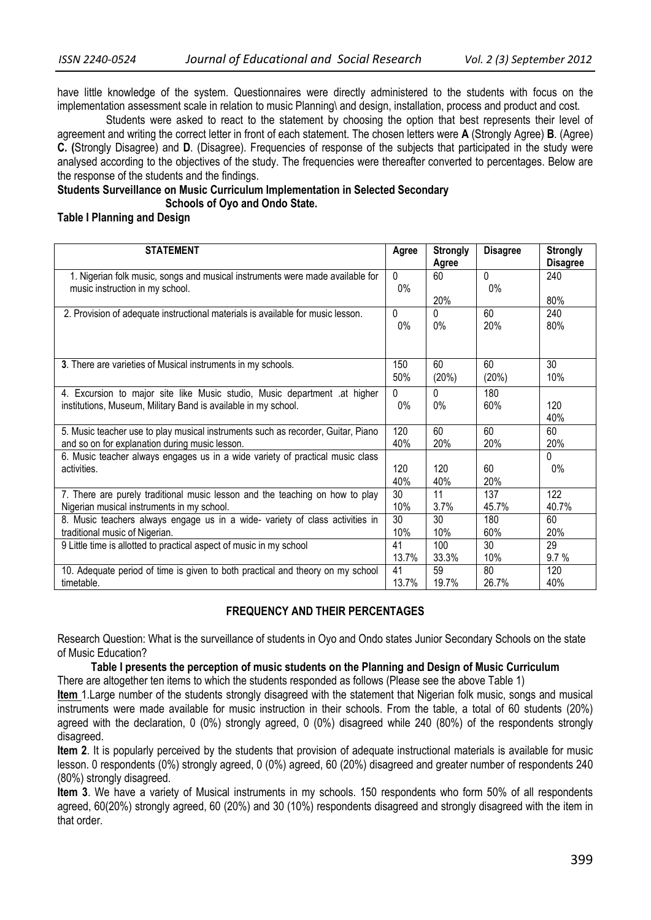have little knowledge of the system. Questionnaires were directly administered to the students with focus on the implementation assessment scale in relation to music Planning\ and design, installation, process and product and cost.

Students were asked to react to the statement by choosing the option that best represents their level of agreement and writing the correct letter in front of each statement. The chosen letters were **A** (Strongly Agree) **B**. (Agree) **C. (**Strongly Disagree) and **D**. (Disagree). Frequencies of response of the subjects that participated in the study were analysed according to the objectives of the study. The frequencies were thereafter converted to percentages. Below are the response of the students and the findings.

**Students Surveillance on Music Curriculum Implementation in Selected Secondary Schools of Oyo and Ondo State.**

**Table I Planning and Design**

| STATEMENT | Agree | Strongly Agree | Disagree | Strongly Disagree |
|---|---|---|---|---|
| 1. Nigerian folk music, songs and musical instruments were made available for music instruction in my school. | 0<br>0% | 60<br>20% | 0<br>0% | 240<br>80% |
| 2. Provision of adequate instructional materials is available for music lesson. | 0<br>0% | 0<br>0% | 60<br>20% | 240<br>80% |
| **3**. There are varieties of Musical instruments in my schools. | 150<br>50% | 60<br>(20%) | 60<br>(20%) | 30<br>10% |
| 4. Excursion to major site like Music studio, Music department .at higher institutions, Museum, Military Band is available in my school. | 0<br>0% | 0<br>0% | 180<br>60% | 120<br>40% |
| 5. Music teacher use to play musical instruments such as recorder, Guitar, Piano and so on for explanation during music lesson. | 120<br>40% | 60<br>20% | 60<br>20% | 60<br>20% |
| 6. Music teacher always engages us in a wide variety of practical music class activities. | 120<br>40% | 120<br>40% | 60<br>20% | 0<br>0% |
| 7. There are purely traditional music lesson and the teaching on how to play Nigerian musical instruments in my school. | 30<br>10% | 11<br>3.7% | 137<br>45.7% | 122<br>40.7% |
| 8. Music teachers always engage us in a wide- variety of class activities in traditional music of Nigerian. | 30<br>10% | 30<br>10% | 180<br>60% | 60<br>20% |
| 9 Little time is allotted to practical aspect of music in my school | 41<br>13.7% | 100<br>33.3% | 30<br>10% | 29<br>9.7 % |
| 10. Adequate period of time is given to both practical and theory on my school timetable. | 41<br>13.7% | 59<br>19.7% | 80<br>26.7% | 120<br>40% |

**FREQUENCY AND THEIR PERCENTAGES**

Research Question: What is the surveillance of students in Oyo and Ondo states Junior Secondary Schools on the state of Music Education?

**Table I presents the perception of music students on the Planning and Design of Music Curriculum**

There are altogether ten items to which the students responded as follows (Please see the above Table 1)

**Item** 1.Large number of the students strongly disagreed with the statement that Nigerian folk music, songs and musical instruments were made available for music instruction in their schools. From the table, a total of 60 students (20%) agreed with the declaration, 0 (0%) strongly agreed, 0 (0%) disagreed while 240 (80%) of the respondents strongly disagreed.

**Item 2**. It is popularly perceived by the students that provision of adequate instructional materials is available for music lesson. 0 respondents (0%) strongly agreed, 0 (0%) agreed, 60 (20%) disagreed and greater number of respondents 240 (80%) strongly disagreed.

**Item 3**. We have a variety of Musical instruments in my schools. 150 respondents who form 50% of all respondents agreed, 60(20%) strongly agreed, 60 (20%) and 30 (10%) respondents disagreed and strongly disagreed with the item in that order.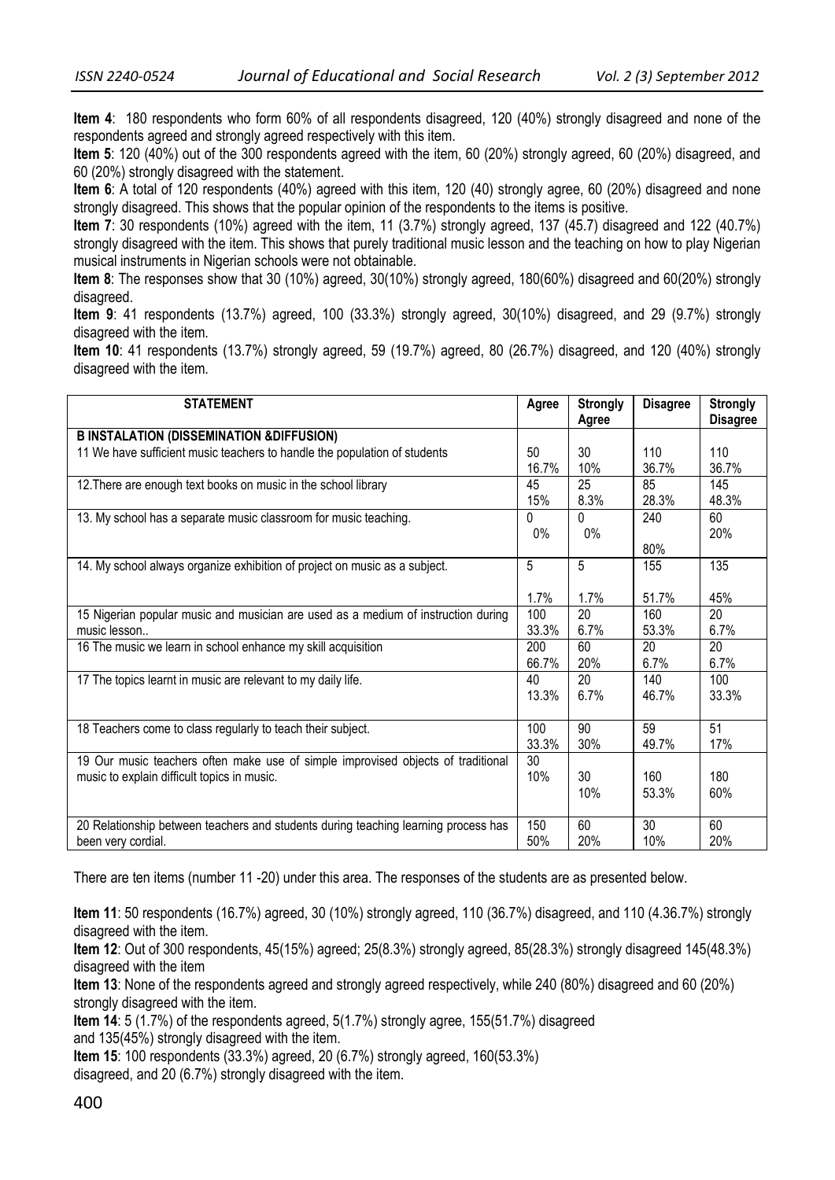**Item 4**: 180 respondents who form 60% of all respondents disagreed, 120 (40%) strongly disagreed and none of the respondents agreed and strongly agreed respectively with this item.

**Item 5**: 120 (40%) out of the 300 respondents agreed with the item, 60 (20%) strongly agreed, 60 (20%) disagreed, and 60 (20%) strongly disagreed with the statement.

**Item 6**: A total of 120 respondents (40%) agreed with this item, 120 (40) strongly agree, 60 (20%) disagreed and none strongly disagreed. This shows that the popular opinion of the respondents to the items is positive.

**Item 7**: 30 respondents (10%) agreed with the item, 11 (3.7%) strongly agreed, 137 (45.7) disagreed and 122 (40.7%) strongly disagreed with the item. This shows that purely traditional music lesson and the teaching on how to play Nigerian musical instruments in Nigerian schools were not obtainable.

**Item 8**: The responses show that 30 (10%) agreed, 30(10%) strongly agreed, 180(60%) disagreed and 60(20%) strongly disagreed.

**Item 9**: 41 respondents (13.7%) agreed, 100 (33.3%) strongly agreed, 30(10%) disagreed, and 29 (9.7%) strongly disagreed with the item.

**Item 10**: 41 respondents (13.7%) strongly agreed, 59 (19.7%) agreed, 80 (26.7%) disagreed, and 120 (40%) strongly disagreed with the item.

| STATEMENT | Agree | Strongly Agree | Disagree | Strongly Disagree |
|---|---|---|---|---|
| **B INSTALATION (DISSEMINATION &DIFFUSION)** | | | | |
| 11 We have sufficient music teachers to handle the population of students | 50<br>16.7% | 30<br>10% | 110<br>36.7% | 110<br>36.7% |
| 12.There are enough text books on music in the school library | 45<br>15% | 25<br>8.3% | 85<br>28.3% | 145<br>48.3% |
| 13. My school has a separate music classroom for music teaching. | 0<br>0% | 0<br>0% | 240<br>80% | 60<br>20% |
| 14. My school always organize exhibition of project on music as a subject. | 5<br>1.7% | 5<br>1.7% | 155<br>51.7% | 135<br>45% |
| 15 Nigerian popular music and musician are used as a medium of instruction during music lesson.. | 100<br>33.3% | 20<br>6.7% | 160<br>53.3% | 20<br>6.7% |
| 16 The music we learn in school enhance my skill acquisition | 200<br>66.7% | 60<br>20% | 20<br>6.7% | 20<br>6.7% |
| 17 The topics learnt in music are relevant to my daily life. | 40<br>13.3% | 20<br>6.7% | 140<br>46.7% | 100<br>33.3% |
| 18 Teachers come to class regularly to teach their subject. | 100<br>33.3% | 90<br>30% | 59<br>49.7% | 51<br>17% |
| 19 Our music teachers often make use of simple improvised objects of traditional music to explain difficult topics in music. | 30<br>10% | 30<br>10% | 160<br>53.3% | 180<br>60% |
| 20 Relationship between teachers and students during teaching learning process has been very cordial. | 150<br>50% | 60<br>20% | 30<br>10% | 60<br>20% |

There are ten items (number 11 -20) under this area. The responses of the students are as presented below.

**Item 11**: 50 respondents (16.7%) agreed, 30 (10%) strongly agreed, 110 (36.7%) disagreed, and 110 (4.36.7%) strongly disagreed with the item.

**Item 12**: Out of 300 respondents, 45(15%) agreed; 25(8.3%) strongly agreed, 85(28.3%) strongly disagreed 145(48.3%) disagreed with the item

**Item 13**: None of the respondents agreed and strongly agreed respectively, while 240 (80%) disagreed and 60 (20%) strongly disagreed with the item.

**Item 14**: 5 (1.7%) of the respondents agreed, 5(1.7%) strongly agree, 155(51.7%) disagreed and 135(45%) strongly disagreed with the item.

**Item 15**: 100 respondents (33.3%) agreed, 20 (6.7%) strongly agreed, 160(53.3%) disagreed, and 20 (6.7%) strongly disagreed with the item.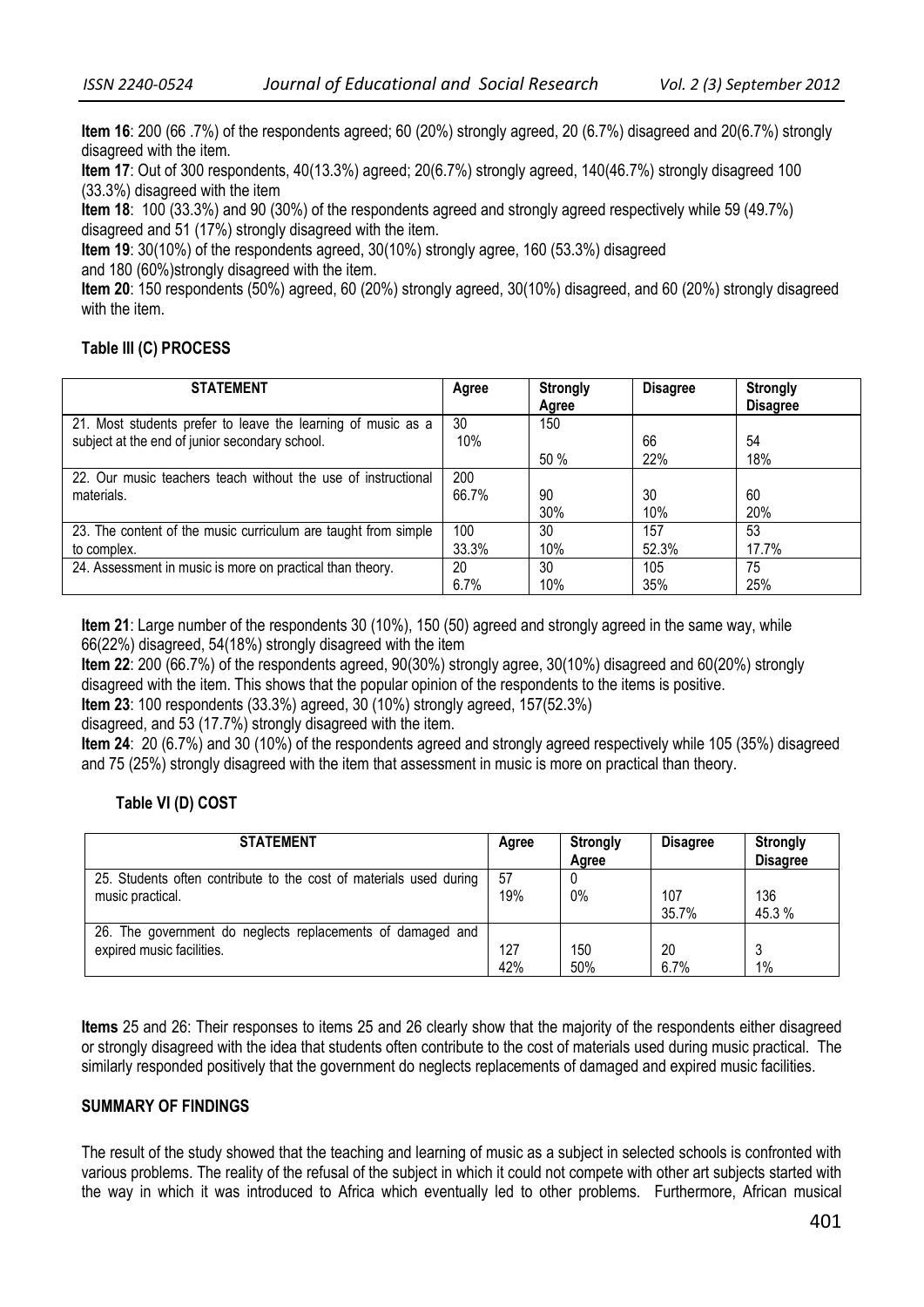**Item 16**: 200 (66 .7%) of the respondents agreed; 60 (20%) strongly agreed, 20 (6.7%) disagreed and 20(6.7%) strongly disagreed with the item.

**Item 17**: Out of 300 respondents, 40(13.3%) agreed; 20(6.7%) strongly agreed, 140(46.7%) strongly disagreed 100 (33.3%) disagreed with the item

**Item 18**: 100 (33.3%) and 90 (30%) of the respondents agreed and strongly agreed respectively while 59 (49.7%) disagreed and 51 (17%) strongly disagreed with the item.

**Item 19**: 30(10%) of the respondents agreed, 30(10%) strongly agree, 160 (53.3%) disagreed and 180 (60%)strongly disagreed with the item.

**Item 20**: 150 respondents (50%) agreed, 60 (20%) strongly agreed, 30(10%) disagreed, and 60 (20%) strongly disagreed with the item.

**Table III (C) PROCESS**

| STATEMENT | Agree | Strongly Agree | Disagree | Strongly Disagree |
|---|---|---|---|---|
| 21. Most students prefer to leave the learning of music as a subject at the end of junior secondary school. | 30 10% | 150 50 % | 66 22% | 54 18% |
| 22. Our music teachers teach without the use of instructional materials. | 200 66.7% | 90 30% | 30 10% | 60 20% |
| 23. The content of the music curriculum are taught from simple to complex. | 100 33.3% | 30 10% | 157 52.3% | 53 17.7% |
| 24. Assessment in music is more on practical than theory. | 20 6.7% | 30 10% | 105 35% | 75 25% |

**Item 21**: Large number of the respondents 30 (10%), 150 (50) agreed and strongly agreed in the same way, while 66(22%) disagreed, 54(18%) strongly disagreed with the item

**Item 22**: 200 (66.7%) of the respondents agreed, 90(30%) strongly agree, 30(10%) disagreed and 60(20%) strongly disagreed with the item. This shows that the popular opinion of the respondents to the items is positive.

**Item 23**: 100 respondents (33.3%) agreed, 30 (10%) strongly agreed, 157(52.3%) disagreed, and 53 (17.7%) strongly disagreed with the item.

**Item 24**: 20 (6.7%) and 30 (10%) of the respondents agreed and strongly agreed respectively while 105 (35%) disagreed and 75 (25%) strongly disagreed with the item that assessment in music is more on practical than theory.

**Table VI (D) COST**

| STATEMENT | Agree | Strongly Agree | Disagree | Strongly Disagree |
|---|---|---|---|---|
| 25. Students often contribute to the cost of materials used during music practical. | 57 19% | 0 0% | 107 35.7% | 136 45.3 % |
| 26. The government do neglects replacements of damaged and expired music facilities. | 127 42% | 150 50% | 20 6.7% | 3 1% |

**Items** 25 and 26: Their responses to items 25 and 26 clearly show that the majority of the respondents either disagreed or strongly disagreed with the idea that students often contribute to the cost of materials used during music practical. The similarly responded positively that the government do neglects replacements of damaged and expired music facilities.

## SUMMARY OF FINDINGS

The result of the study showed that the teaching and learning of music as a subject in selected schools is confronted with various problems. The reality of the refusal of the subject in which it could not compete with other art subjects started with the way in which it was introduced to Africa which eventually led to other problems. Furthermore, African musical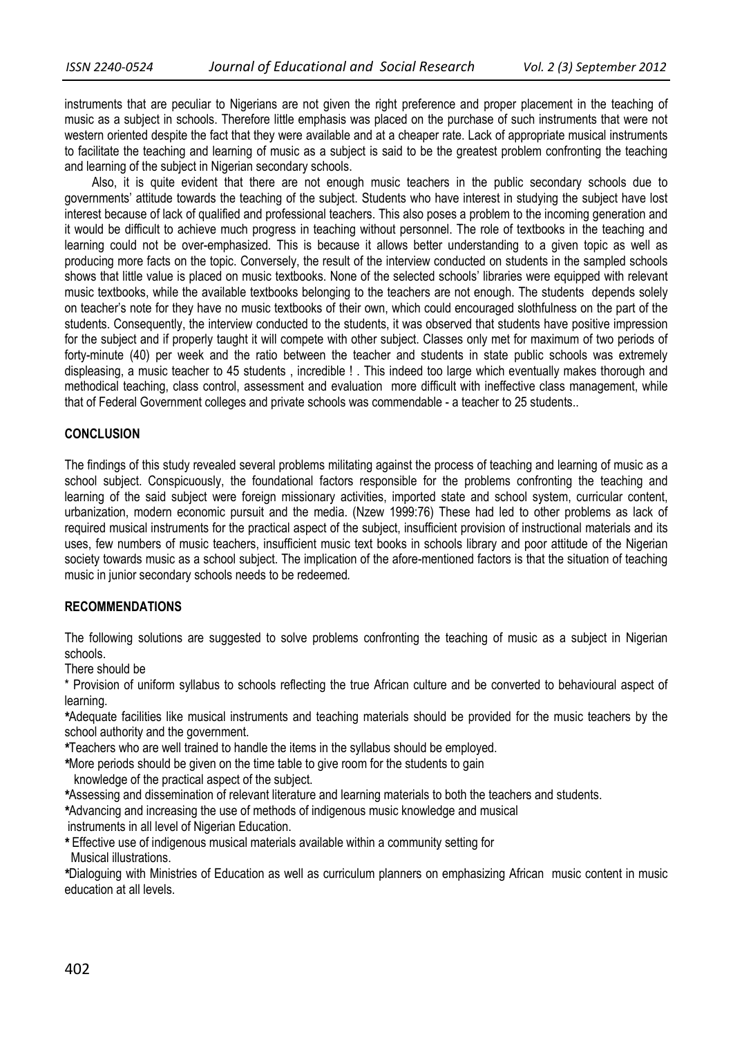instruments that are peculiar to Nigerians are not given the right preference and proper placement in the teaching of music as a subject in schools. Therefore little emphasis was placed on the purchase of such instruments that were not western oriented despite the fact that they were available and at a cheaper rate. Lack of appropriate musical instruments to facilitate the teaching and learning of music as a subject is said to be the greatest problem confronting the teaching and learning of the subject in Nigerian secondary schools.

Also, it is quite evident that there are not enough music teachers in the public secondary schools due to governments' attitude towards the teaching of the subject. Students who have interest in studying the subject have lost interest because of lack of qualified and professional teachers. This also poses a problem to the incoming generation and it would be difficult to achieve much progress in teaching without personnel. The role of textbooks in the teaching and learning could not be over-emphasized. This is because it allows better understanding to a given topic as well as producing more facts on the topic. Conversely, the result of the interview conducted on students in the sampled schools shows that little value is placed on music textbooks. None of the selected schools' libraries were equipped with relevant music textbooks, while the available textbooks belonging to the teachers are not enough. The students depends solely on teacher's note for they have no music textbooks of their own, which could encouraged slothfulness on the part of the students. Consequently, the interview conducted to the students, it was observed that students have positive impression for the subject and if properly taught it will compete with other subject. Classes only met for maximum of two periods of forty-minute (40) per week and the ratio between the teacher and students in state public schools was extremely displeasing, a music teacher to 45 students , incredible ! . This indeed too large which eventually makes thorough and methodical teaching, class control, assessment and evaluation more difficult with ineffective class management, while that of Federal Government colleges and private schools was commendable - a teacher to 25 students..

## CONCLUSION

The findings of this study revealed several problems militating against the process of teaching and learning of music as a school subject. Conspicuously, the foundational factors responsible for the problems confronting the teaching and learning of the said subject were foreign missionary activities, imported state and school system, curricular content, urbanization, modern economic pursuit and the media. (Nzew 1999:76) These had led to other problems as lack of required musical instruments for the practical aspect of the subject, insufficient provision of instructional materials and its uses, few numbers of music teachers, insufficient music text books in schools library and poor attitude of the Nigerian society towards music as a school subject. The implication of the afore-mentioned factors is that the situation of teaching music in junior secondary schools needs to be redeemed.

## RECOMMENDATIONS

The following solutions are suggested to solve problems confronting the teaching of music as a subject in Nigerian schools.

There should be

* Provision of uniform syllabus to schools reflecting the true African culture and be converted to behavioural aspect of learning.
* Adequate facilities like musical instruments and teaching materials should be provided for the music teachers by the school authority and the government.
* Teachers who are well trained to handle the items in the syllabus should be employed.
* More periods should be given on the time table to give room for the students to gain knowledge of the practical aspect of the subject.
* Assessing and dissemination of relevant literature and learning materials to both the teachers and students.
* Advancing and increasing the use of methods of indigenous music knowledge and musical instruments in all level of Nigerian Education.
* Effective use of indigenous musical materials available within a community setting for Musical illustrations.
* Dialoguing with Ministries of Education as well as curriculum planners on emphasizing African music content in music education at all levels.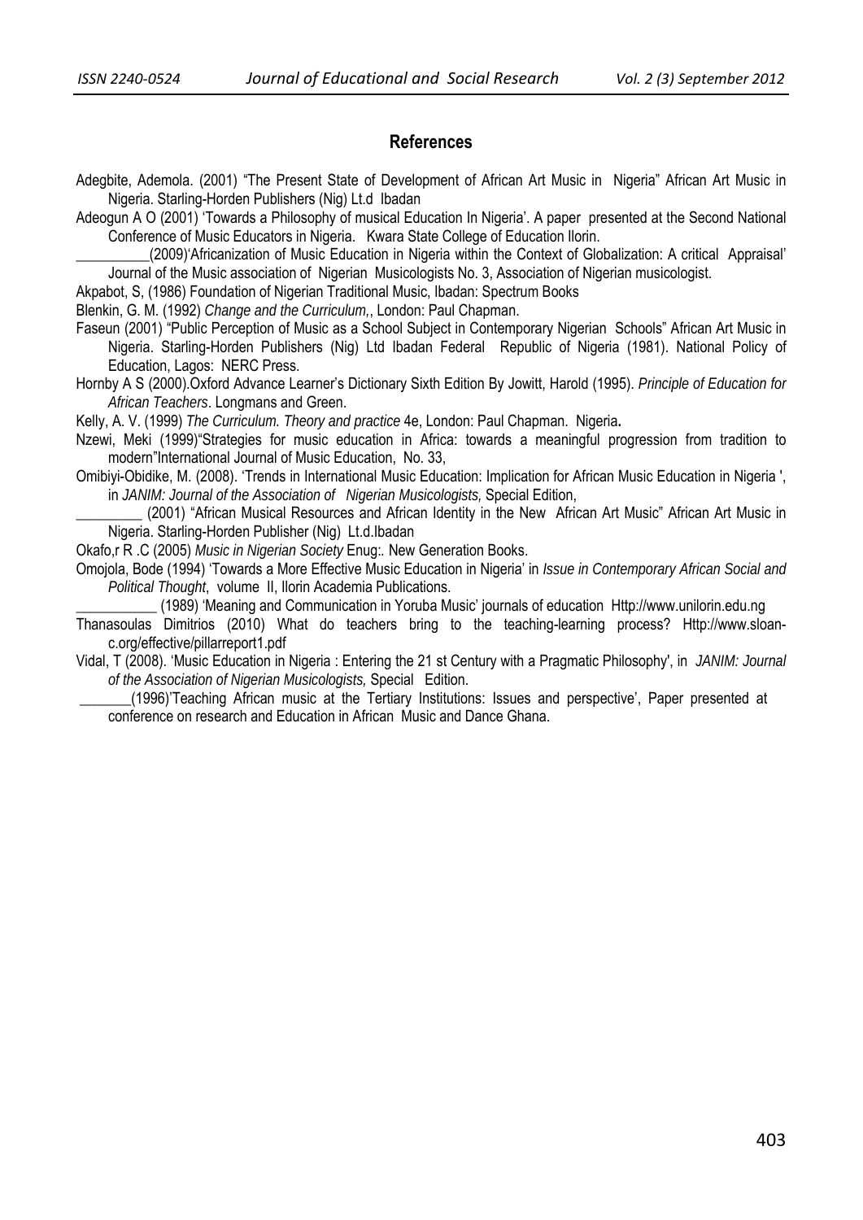## References

Adegbite, Ademola. (2001) "The Present State of Development of African Art Music in Nigeria" African Art Music in Nigeria. Starling-Horden Publishers (Nig) Lt.d Ibadan

Adeogun A O (2001) 'Towards a Philosophy of musical Education In Nigeria'. A paper presented at the Second National Conference of Music Educators in Nigeria. Kwara State College of Education Ilorin.

__________(2009)'Africanization of Music Education in Nigeria within the Context of Globalization: A critical Appraisal' Journal of the Music association of Nigerian Musicologists No. 3, Association of Nigerian musicologist.

Akpabot, S, (1986) Foundation of Nigerian Traditional Music, Ibadan: Spectrum Books

Blenkin, G. M. (1992) *Change and the Curriculum,*, London: Paul Chapman.

Faseun (2001) "Public Perception of Music as a School Subject in Contemporary Nigerian Schools" African Art Music in Nigeria. Starling-Horden Publishers (Nig) Ltd Ibadan Federal Republic of Nigeria (1981). National Policy of Education, Lagos: NERC Press.

Hornby A S (2000).Oxford Advance Learner's Dictionary Sixth Edition By Jowitt, Harold (1995). *Principle of Education for African Teachers*. Longmans and Green.

Kelly, A. V. (1999) *The Curriculum. Theory and practice* 4e, London: Paul Chapman. Nigeria**.**

Nzewi, Meki (1999)"Strategies for music education in Africa: towards a meaningful progression from tradition to modern"International Journal of Music Education, No. 33,

Omibiyi-Obidike, M. (2008). 'Trends in International Music Education: Implication for African Music Education in Nigeria ', in *JANIM: Journal of the Association of Nigerian Musicologists,* Special Edition,

_________ (2001) "African Musical Resources and African Identity in the New African Art Music" African Art Music in Nigeria. Starling-Horden Publisher (Nig) Lt.d.Ibadan

Okafo,r R .C (2005) *Music in Nigerian Society* Enug:. New Generation Books.

Omojola, Bode (1994) 'Towards a More Effective Music Education in Nigeria' in *Issue in Contemporary African Social and Political Thought*, volume II, Ilorin Academia Publications.

___________ (1989) 'Meaning and Communication in Yoruba Music' journals of education Http://www.unilorin.edu.ng

Thanasoulas Dimitrios (2010) What do teachers bring to the teaching-learning process? Http://www.sloan-c.org/effective/pillarreport1.pdf

Vidal, T (2008). 'Music Education in Nigeria : Entering the 21 st Century with a Pragmatic Philosophy', in *JANIM: Journal of the Association of Nigerian Musicologists,* Special Edition.

_______(1996)'Teaching African music at the Tertiary Institutions: Issues and perspective', Paper presented at conference on research and Education in African Music and Dance Ghana.